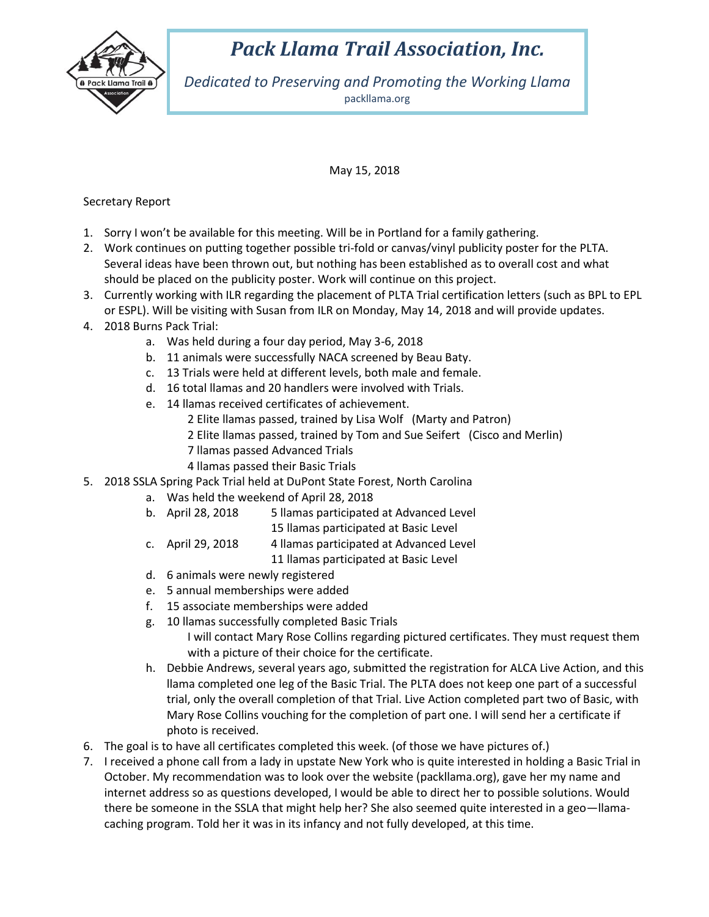# *Pack Llama Trail Association, Inc.*

*Dedicated to Preserving and Promoting the Working Llama*

packllama.org

May 15, 2018

Secretary Report

1. Sorry I won't be available for this meeting. Will be in Portland for a family gathering.
2. Work continues on putting together possible tri-fold or canvas/vinyl publicity poster for the PLTA. Several ideas have been thrown out, but nothing has been established as to overall cost and what should be placed on the publicity poster. Work will continue on this project.
3. Currently working with ILR regarding the placement of PLTA Trial certification letters (such as BPL to EPL or ESPL). Will be visiting with Susan from ILR on Monday, May 14, 2018 and will provide updates.
4. 2018 Burns Pack Trial:
   a. Was held during a four day period, May 3-6, 2018
   b. 11 animals were successfully NACA screened by Beau Baty.
   c. 13 Trials were held at different levels, both male and female.
   d. 16 total llamas and 20 handlers were involved with Trials.
   e. 14 llamas received certificates of achievement.
      - 2 Elite llamas passed, trained by Lisa Wolf (Marty and Patron)
      - 2 Elite llamas passed, trained by Tom and Sue Seifert (Cisco and Merlin)
      - 7 llamas passed Advanced Trials
      - 4 llamas passed their Basic Trials
5. 2018 SSLA Spring Pack Trial held at DuPont State Forest, North Carolina
   a. Was held the weekend of April 28, 2018
   b. April 28, 2018 — 5 llamas participated at Advanced Level; 15 llamas participated at Basic Level
   c. April 29, 2018 — 4 llamas participated at Advanced Level; 11 llamas participated at Basic Level
   d. 6 animals were newly registered
   e. 5 annual memberships were added
   f. 15 associate memberships were added
   g. 10 llamas successfully completed Basic Trials
      - I will contact Mary Rose Collins regarding pictured certificates. They must request them with a picture of their choice for the certificate.
   h. Debbie Andrews, several years ago, submitted the registration for ALCA Live Action, and this llama completed one leg of the Basic Trial. The PLTA does not keep one part of a successful trial, only the overall completion of that Trial. Live Action completed part two of Basic, with Mary Rose Collins vouching for the completion of part one. I will send her a certificate if photo is received.
6. The goal is to have all certificates completed this week. (of those we have pictures of.)
7. I received a phone call from a lady in upstate New York who is quite interested in holding a Basic Trial in October. My recommendation was to look over the website (packllama.org), gave her my name and internet address so as questions developed, I would be able to direct her to possible solutions. Would there be someone in the SSLA that might help her? She also seemed quite interested in a geo—llama-caching program. Told her it was in its infancy and not fully developed, at this time.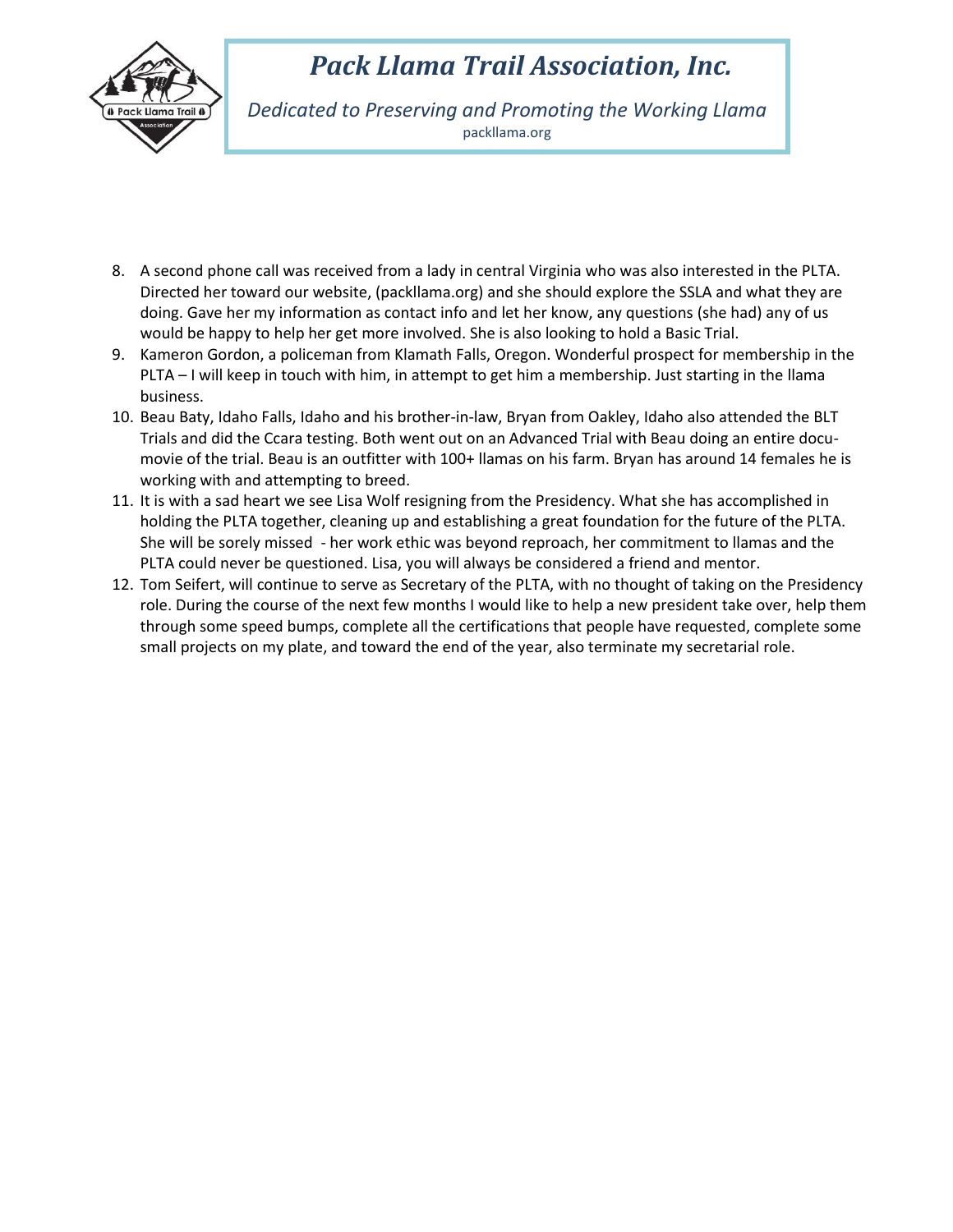# *Pack Llama Trail Association, Inc.*

*Dedicated to Preserving and Promoting the Working Llama*

packllama.org

8. A second phone call was received from a lady in central Virginia who was also interested in the PLTA. Directed her toward our website, (packllama.org) and she should explore the SSLA and what they are doing. Gave her my information as contact info and let her know, any questions (she had) any of us would be happy to help her get more involved. She is also looking to hold a Basic Trial.
9. Kameron Gordon, a policeman from Klamath Falls, Oregon. Wonderful prospect for membership in the PLTA – I will keep in touch with him, in attempt to get him a membership. Just starting in the llama business.
10. Beau Baty, Idaho Falls, Idaho and his brother-in-law, Bryan from Oakley, Idaho also attended the BLT Trials and did the Ccara testing. Both went out on an Advanced Trial with Beau doing an entire docu-movie of the trial. Beau is an outfitter with 100+ llamas on his farm. Bryan has around 14 females he is working with and attempting to breed.
11. It is with a sad heart we see Lisa Wolf resigning from the Presidency. What she has accomplished in holding the PLTA together, cleaning up and establishing a great foundation for the future of the PLTA. She will be sorely missed - her work ethic was beyond reproach, her commitment to llamas and the PLTA could never be questioned. Lisa, you will always be considered a friend and mentor.
12. Tom Seifert, will continue to serve as Secretary of the PLTA, with no thought of taking on the Presidency role. During the course of the next few months I would like to help a new president take over, help them through some speed bumps, complete all the certifications that people have requested, complete some small projects on my plate, and toward the end of the year, also terminate my secretarial role.